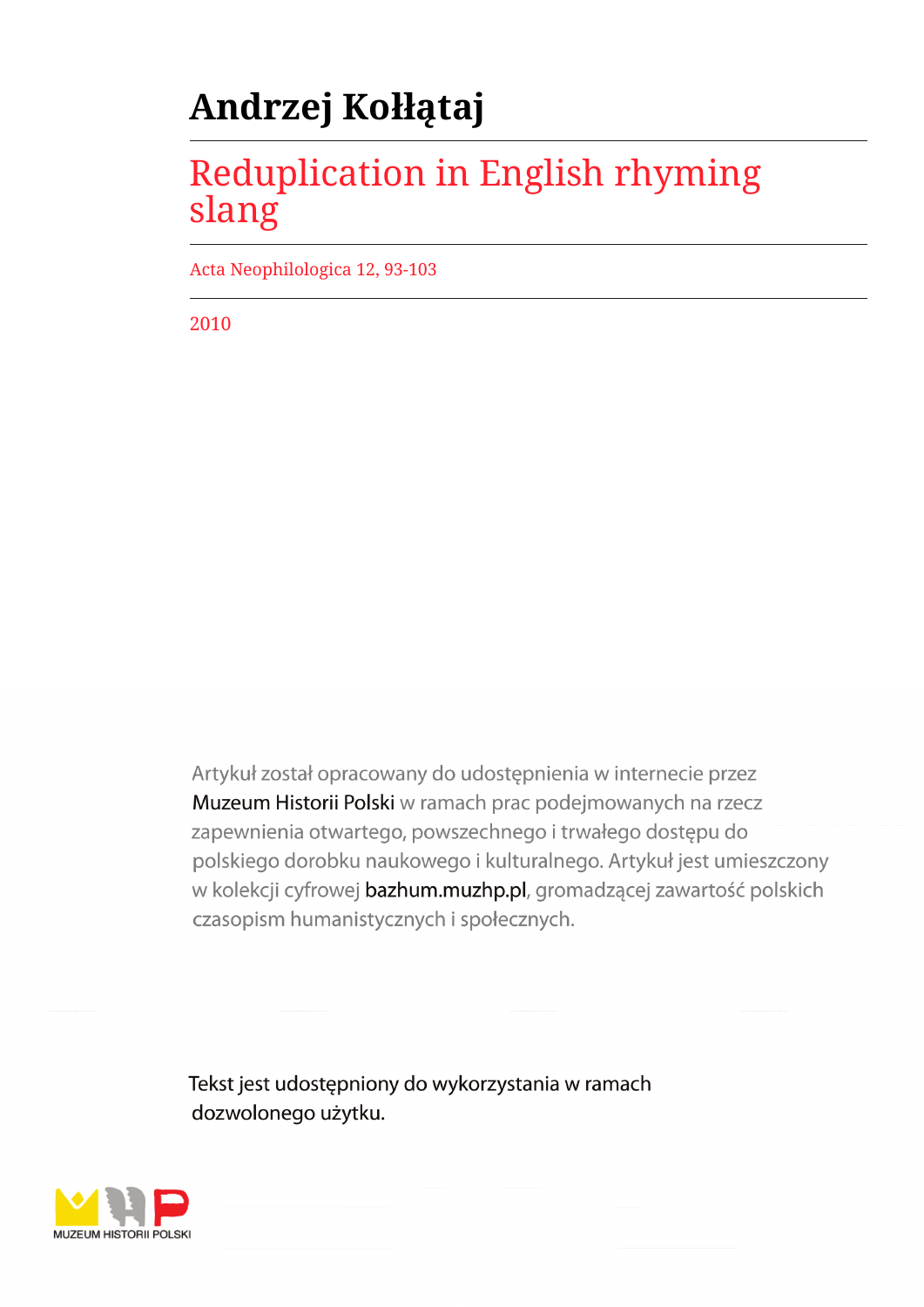# Andrzej Kołłątaj

## Reduplication in English rhyming slang

Acta Neophilologica 12, 93-103

2010

Artykuł został opracowany do udostępnienia w internecie przez Muzeum Historii Polski w ramach prac podejmowanych na rzecz zapewnienia otwartego, powszechnego i trwałego dostępu do polskiego dorobku naukowego i kulturalnego. Artykuł jest umieszczony w kolekcji cyfrowej bazhum.muzhp.pl, gromadzącej zawartość polskich czasopism humanistycznych i społecznych.

Tekst jest udostępniony do wykorzystania w ramach dozwolonego użytku.

MUZEUM HISTORII POLSKI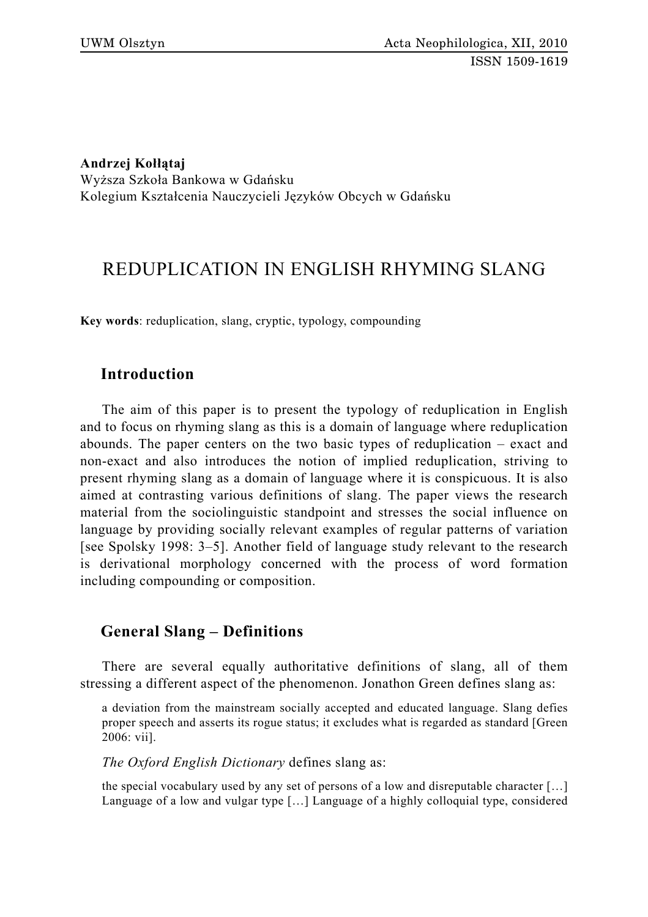**Andrzej Kołłątaj**
Wyższa Szkoła Bankowa w Gdańsku
Kolegium Kształcenia Nauczycieli Języków Obcych w Gdańsku

# REDUPLICATION IN ENGLISH RHYMING SLANG

**Key words**: reduplication, slang, cryptic, typology, compounding

## Introduction

The aim of this paper is to present the typology of reduplication in English and to focus on rhyming slang as this is a domain of language where reduplication abounds. The paper centers on the two basic types of reduplication – exact and non-exact and also introduces the notion of implied reduplication, striving to present rhyming slang as a domain of language where it is conspicuous. It is also aimed at contrasting various definitions of slang. The paper views the research material from the sociolinguistic standpoint and stresses the social influence on language by providing socially relevant examples of regular patterns of variation [see Spolsky 1998: 3–5]. Another field of language study relevant to the research is derivational morphology concerned with the process of word formation including compounding or composition.

## General Slang – Definitions

There are several equally authoritative definitions of slang, all of them stressing a different aspect of the phenomenon. Jonathon Green defines slang as:

> a deviation from the mainstream socially accepted and educated language. Slang defies proper speech and asserts its rogue status; it excludes what is regarded as standard [Green 2006: vii].

*The Oxford English Dictionary* defines slang as:

> the special vocabulary used by any set of persons of a low and disreputable character […] Language of a low and vulgar type […] Language of a highly colloquial type, considered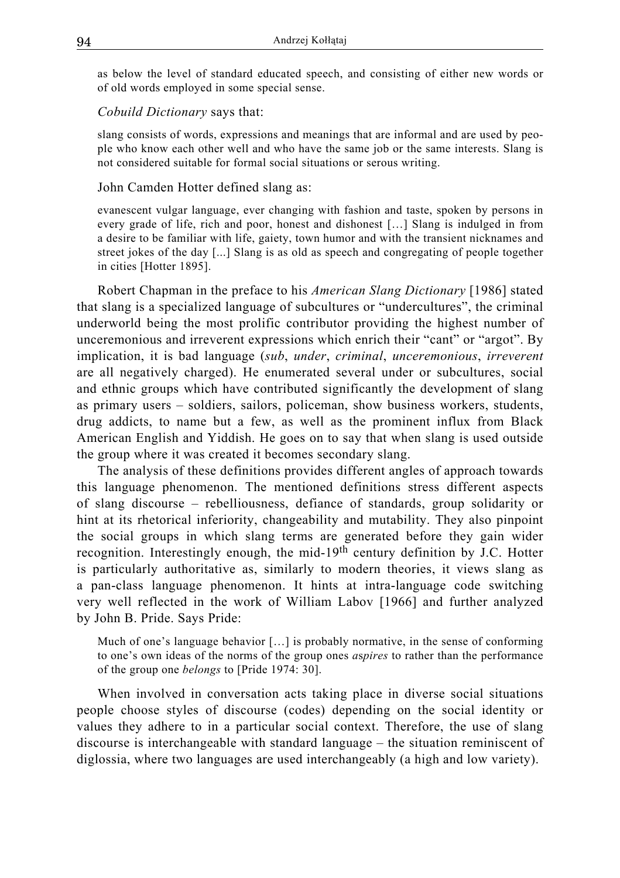as below the level of standard educated speech, and consisting of either new words or of old words employed in some special sense.

*Cobuild Dictionary* says that:

> slang consists of words, expressions and meanings that are informal and are used by people who know each other well and who have the same job or the same interests. Slang is not considered suitable for formal social situations or serous writing.

John Camden Hotter defined slang as:

> evanescent vulgar language, ever changing with fashion and taste, spoken by persons in every grade of life, rich and poor, honest and dishonest […] Slang is indulged in from a desire to be familiar with life, gaiety, town humor and with the transient nicknames and street jokes of the day [...] Slang is as old as speech and congregating of people together in cities [Hotter 1895].

Robert Chapman in the preface to his *American Slang Dictionary* [1986] stated that slang is a specialized language of subcultures or "undercultures", the criminal underworld being the most prolific contributor providing the highest number of unceremonious and irreverent expressions which enrich their "cant" or "argot". By implication, it is bad language (*sub*, *under*, *criminal*, *unceremonious*, *irreverent* are all negatively charged). He enumerated several under or subcultures, social and ethnic groups which have contributed significantly the development of slang as primary users – soldiers, sailors, policeman, show business workers, students, drug addicts, to name but a few, as well as the prominent influx from Black American English and Yiddish. He goes on to say that when slang is used outside the group where it was created it becomes secondary slang.

The analysis of these definitions provides different angles of approach towards this language phenomenon. The mentioned definitions stress different aspects of slang discourse – rebelliousness, defiance of standards, group solidarity or hint at its rhetorical inferiority, changeability and mutability. They also pinpoint the social groups in which slang terms are generated before they gain wider recognition. Interestingly enough, the mid-19th century definition by J.C. Hotter is particularly authoritative as, similarly to modern theories, it views slang as a pan-class language phenomenon. It hints at intra-language code switching very well reflected in the work of William Labov [1966] and further analyzed by John B. Pride. Says Pride:

> Much of one's language behavior […] is probably normative, in the sense of conforming to one's own ideas of the norms of the group ones *aspires* to rather than the performance of the group one *belongs* to [Pride 1974: 30].

When involved in conversation acts taking place in diverse social situations people choose styles of discourse (codes) depending on the social identity or values they adhere to in a particular social context. Therefore, the use of slang discourse is interchangeable with standard language – the situation reminiscent of diglossia, where two languages are used interchangeably (a high and low variety).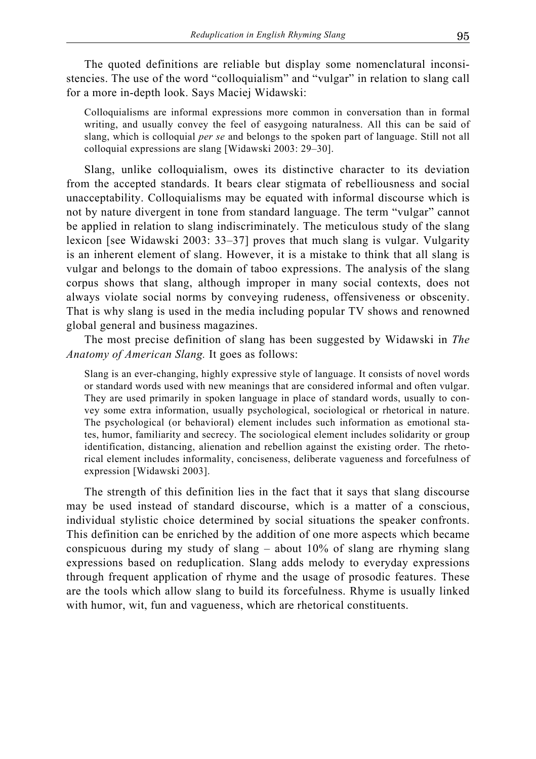The quoted definitions are reliable but display some nomenclatural inconsistencies. The use of the word "colloquialism" and "vulgar" in relation to slang call for a more in-depth look. Says Maciej Widawski:

> Colloquialisms are informal expressions more common in conversation than in formal writing, and usually convey the feel of easygoing naturalness. All this can be said of slang, which is colloquial *per se* and belongs to the spoken part of language. Still not all colloquial expressions are slang [Widawski 2003: 29–30].

Slang, unlike colloquialism, owes its distinctive character to its deviation from the accepted standards. It bears clear stigmata of rebelliousness and social unacceptability. Colloquialisms may be equated with informal discourse which is not by nature divergent in tone from standard language. The term "vulgar" cannot be applied in relation to slang indiscriminately. The meticulous study of the slang lexicon [see Widawski 2003: 33–37] proves that much slang is vulgar. Vulgarity is an inherent element of slang. However, it is a mistake to think that all slang is vulgar and belongs to the domain of taboo expressions. The analysis of the slang corpus shows that slang, although improper in many social contexts, does not always violate social norms by conveying rudeness, offensiveness or obscenity. That is why slang is used in the media including popular TV shows and renowned global general and business magazines.

The most precise definition of slang has been suggested by Widawski in *The Anatomy of American Slang.* It goes as follows:

> Slang is an ever-changing, highly expressive style of language. It consists of novel words or standard words used with new meanings that are considered informal and often vulgar. They are used primarily in spoken language in place of standard words, usually to convey some extra information, usually psychological, sociological or rhetorical in nature. The psychological (or behavioral) element includes such information as emotional states, humor, familiarity and secrecy. The sociological element includes solidarity or group identification, distancing, alienation and rebellion against the existing order. The rhetorical element includes informality, conciseness, deliberate vagueness and forcefulness of expression [Widawski 2003].

The strength of this definition lies in the fact that it says that slang discourse may be used instead of standard discourse, which is a matter of a conscious, individual stylistic choice determined by social situations the speaker confronts. This definition can be enriched by the addition of one more aspects which became conspicuous during my study of slang – about 10% of slang are rhyming slang expressions based on reduplication. Slang adds melody to everyday expressions through frequent application of rhyme and the usage of prosodic features. These are the tools which allow slang to build its forcefulness. Rhyme is usually linked with humor, wit, fun and vagueness, which are rhetorical constituents.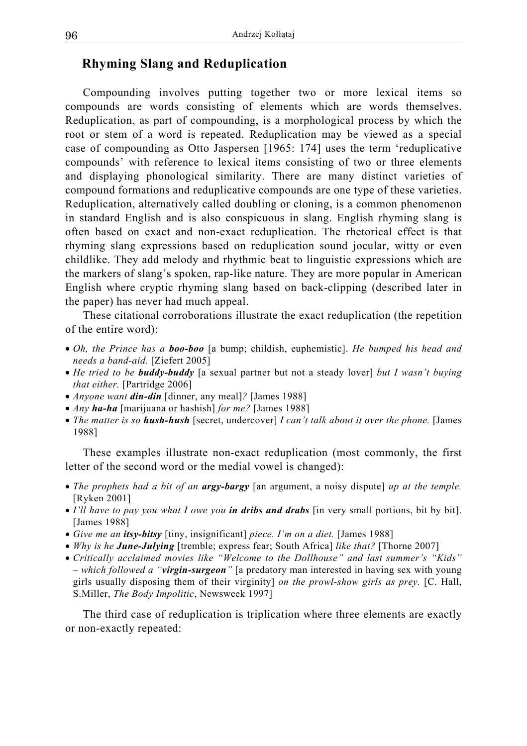## Rhyming Slang and Reduplication

Compounding involves putting together two or more lexical items so compounds are words consisting of elements which are words themselves. Reduplication, as part of compounding, is a morphological process by which the root or stem of a word is repeated. Reduplication may be viewed as a special case of compounding as Otto Jaspersen [1965: 174] uses the term 'reduplicative compounds' with reference to lexical items consisting of two or three elements and displaying phonological similarity. There are many distinct varieties of compound formations and reduplicative compounds are one type of these varieties. Reduplication, alternatively called doubling or cloning, is a common phenomenon in standard English and is also conspicuous in slang. English rhyming slang is often based on exact and non-exact reduplication. The rhetorical effect is that rhyming slang expressions based on reduplication sound jocular, witty or even childlike. They add melody and rhythmic beat to linguistic expressions which are the markers of slang's spoken, rap-like nature. They are more popular in American English where cryptic rhyming slang based on back-clipping (described later in the paper) has never had much appeal.

These citational corroborations illustrate the exact reduplication (the repetition of the entire word):

- *Oh, the Prince has a **boo-boo*** [a bump; childish, euphemistic]. *He bumped his head and needs a band-aid.* [Ziefert 2005]
- *He tried to be **buddy-buddy*** [a sexual partner but not a steady lover] *but I wasn't buying that either.* [Partridge 2006]
- *Anyone want **din-din*** [dinner, any meal]*?* [James 1988]
- *Any **ha-ha*** [marijuana or hashish] *for me?* [James 1988]
- *The matter is so **hush-hush*** [secret, undercover] *I can't talk about it over the phone.* [James 1988]

These examples illustrate non-exact reduplication (most commonly, the first letter of the second word or the medial vowel is changed):

- *The prophets had a bit of an **argy-bargy*** [an argument, a noisy dispute] *up at the temple.* [Ryken 2001]
- *I'll have to pay you what I owe you **in dribs and drabs*** [in very small portions, bit by bit]. [James 1988]
- *Give me an **itsy-bitsy*** [tiny, insignificant] *piece. I'm on a diet.* [James 1988]
- *Why is he **June-Julying*** [tremble; express fear; South Africa] *like that?* [Thorne 2007]
- *Critically acclaimed movies like "Welcome to the Dollhouse" and last summer's "Kids" – which followed a "**virgin-surgeon**"* [a predatory man interested in having sex with young girls usually disposing them of their virginity] *on the prowl-show girls as prey.* [C. Hall, S.Miller, *The Body Impolitic*, Newsweek 1997]

The third case of reduplication is triplication where three elements are exactly or non-exactly repeated: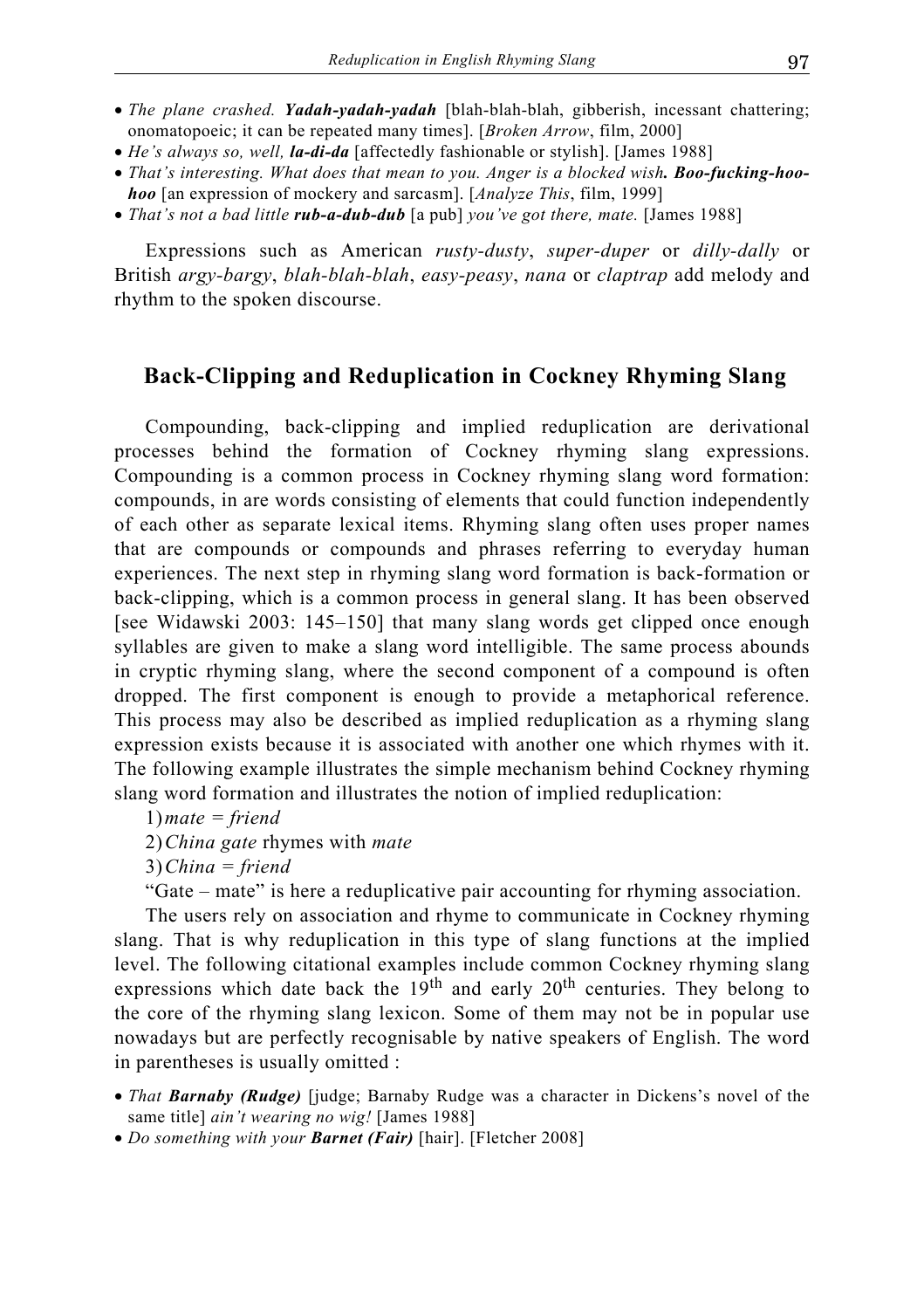- *The plane crashed.* ***Yadah-yadah-yadah*** [blah-blah-blah, gibberish, incessant chattering; onomatopoeic; it can be repeated many times]. [*Broken Arrow*, film, 2000]
- *He's always so, well,* ***la-di-da*** [affectedly fashionable or stylish]. [James 1988]
- *That's interesting. What does that mean to you. Anger is a blocked wish.* ***Boo-fucking-hoo-hoo*** [an expression of mockery and sarcasm]. [*Analyze This*, film, 1999]
- *That's not a bad little* ***rub-a-dub-dub*** [a pub] *you've got there, mate.* [James 1988]

Expressions such as American *rusty-dusty*, *super-duper* or *dilly-dally* or British *argy-bargy*, *blah-blah-blah*, *easy-peasy*, *nana* or *claptrap* add melody and rhythm to the spoken discourse.

## Back-Clipping and Reduplication in Cockney Rhyming Slang

Compounding, back-clipping and implied reduplication are derivational processes behind the formation of Cockney rhyming slang expressions. Compounding is a common process in Cockney rhyming slang word formation: compounds, in are words consisting of elements that could function independently of each other as separate lexical items. Rhyming slang often uses proper names that are compounds or compounds and phrases referring to everyday human experiences. The next step in rhyming slang word formation is back-formation or back-clipping, which is a common process in general slang. It has been observed [see Widawski 2003: 145–150] that many slang words get clipped once enough syllables are given to make a slang word intelligible. The same process abounds in cryptic rhyming slang, where the second component of a compound is often dropped. The first component is enough to provide a metaphorical reference. This process may also be described as implied reduplication as a rhyming slang expression exists because it is associated with another one which rhymes with it. The following example illustrates the simple mechanism behind Cockney rhyming slang word formation and illustrates the notion of implied reduplication:

1) *mate = friend*
2) *China gate* rhymes with *mate*
3) *China = friend*

"Gate – mate" is here a reduplicative pair accounting for rhyming association.

The users rely on association and rhyme to communicate in Cockney rhyming slang. That is why reduplication in this type of slang functions at the implied level. The following citational examples include common Cockney rhyming slang expressions which date back the 19th and early 20th centuries. They belong to the core of the rhyming slang lexicon. Some of them may not be in popular use nowadays but are perfectly recognisable by native speakers of English. The word in parentheses is usually omitted :

- *That* ***Barnaby (Rudge)*** [judge; Barnaby Rudge was a character in Dickens's novel of the same title] *ain't wearing no wig!* [James 1988]
- *Do something with your* ***Barnet (Fair)*** [hair]. [Fletcher 2008]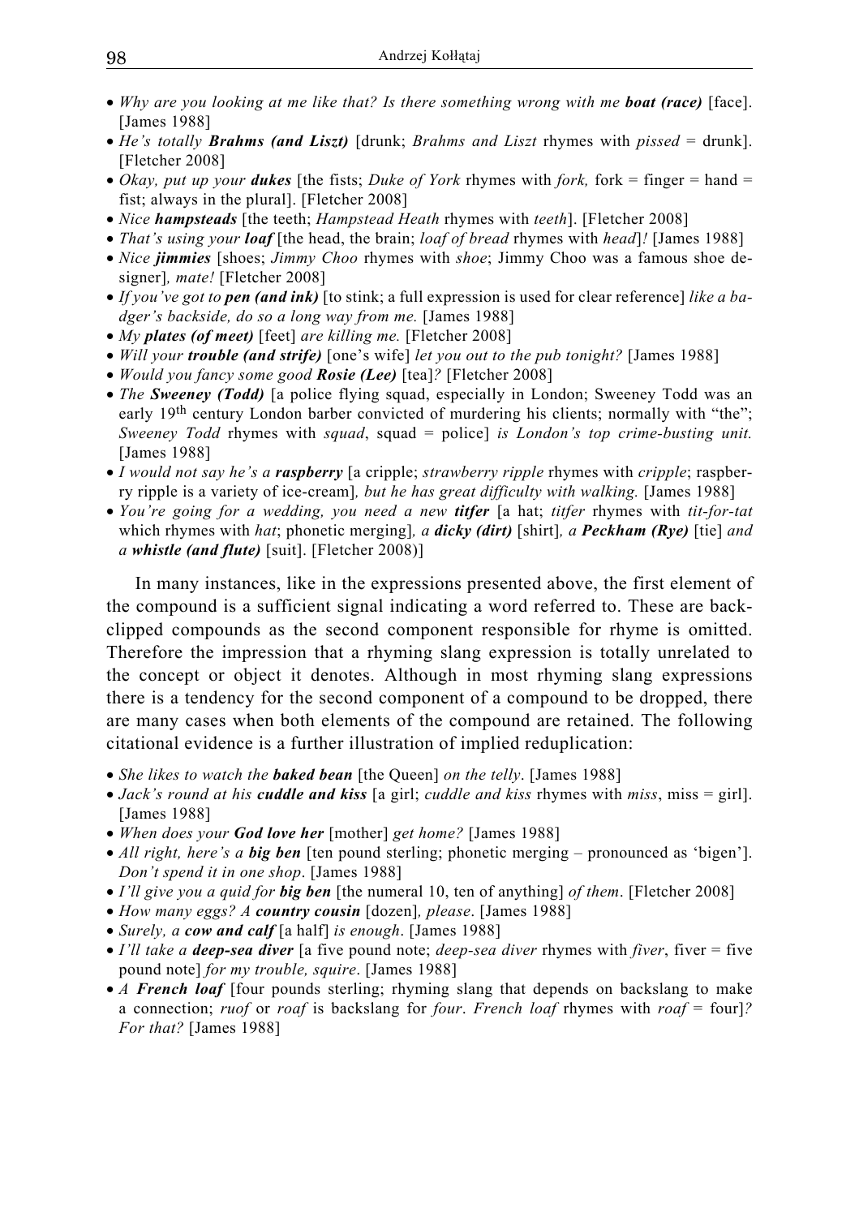- *Why are you looking at me like that? Is there something wrong with me* ***boat (race)*** [face]. [James 1988]
- *He's totally* ***Brahms (and Liszt)*** [drunk; *Brahms and Liszt* rhymes with *pissed* = drunk]. [Fletcher 2008]
- *Okay, put up your* ***dukes*** [the fists; *Duke of York* rhymes with *fork,* fork = finger = hand = fist; always in the plural]. [Fletcher 2008]
- *Nice* ***hampsteads*** [the teeth; *Hampstead Heath* rhymes with *teeth*]. [Fletcher 2008]
- *That's using your* ***loaf*** [the head, the brain; *loaf of bread* rhymes with *head*]*!* [James 1988]
- *Nice* ***jimmies*** [shoes; *Jimmy Choo* rhymes with *shoe*; Jimmy Choo was a famous shoe designer]*, mate!* [Fletcher 2008]
- *If you've got to* ***pen (and ink)*** [to stink; a full expression is used for clear reference] *like a badger's backside, do so a long way from me.* [James 1988]
- *My* ***plates (of meet)*** [feet] *are killing me.* [Fletcher 2008]
- *Will your* ***trouble (and strife)*** [one's wife] *let you out to the pub tonight?* [James 1988]
- *Would you fancy some good* ***Rosie (Lee)*** [tea]*?* [Fletcher 2008]
- *The* ***Sweeney (Todd)*** [a police flying squad, especially in London; Sweeney Todd was an early 19th century London barber convicted of murdering his clients; normally with "the"; *Sweeney Todd* rhymes with *squad*, squad = police] *is London's top crime-busting unit.* [James 1988]
- *I would not say he's a* ***raspberry*** [a cripple; *strawberry ripple* rhymes with *cripple*; raspberry ripple is a variety of ice-cream]*, but he has great difficulty with walking.* [James 1988]
- *You're going for a wedding, you need a new* ***titfer*** [a hat; *titfer* rhymes with *tit-for-tat* which rhymes with *hat*; phonetic merging]*, a* ***dicky (dirt)*** [shirt]*, a* ***Peckham (Rye)*** [tie] *and a* ***whistle (and flute)*** [suit]. [Fletcher 2008)]

In many instances, like in the expressions presented above, the first element of the compound is a sufficient signal indicating a word referred to. These are back-clipped compounds as the second component responsible for rhyme is omitted. Therefore the impression that a rhyming slang expression is totally unrelated to the concept or object it denotes. Although in most rhyming slang expressions there is a tendency for the second component of a compound to be dropped, there are many cases when both elements of the compound are retained. The following citational evidence is a further illustration of implied reduplication:

- *She likes to watch the* ***baked bean*** [the Queen] *on the telly*. [James 1988]
- *Jack's round at his* ***cuddle and kiss*** [a girl; *cuddle and kiss* rhymes with *miss*, miss = girl]. [James 1988]
- *When does your* ***God love her*** [mother] *get home?* [James 1988]
- *All right, here's a* ***big ben*** [ten pound sterling; phonetic merging – pronounced as 'bigen']. *Don't spend it in one shop*. [James 1988]
- *I'll give you a quid for* ***big ben*** [the numeral 10, ten of anything] *of them*. [Fletcher 2008]
- *How many eggs? A* ***country cousin*** [dozen]*, please*. [James 1988]
- *Surely, a* ***cow and calf*** [a half] *is enough*. [James 1988]
- *I'll take a* ***deep-sea diver*** [a five pound note; *deep-sea diver* rhymes with *fiver*, fiver = five pound note] *for my trouble, squire*. [James 1988]
- *A* ***French loaf*** [four pounds sterling; rhyming slang that depends on backslang to make a connection; *ruof* or *roaf* is backslang for *four*. *French loaf* rhymes with *roaf* = four]*? For that?* [James 1988]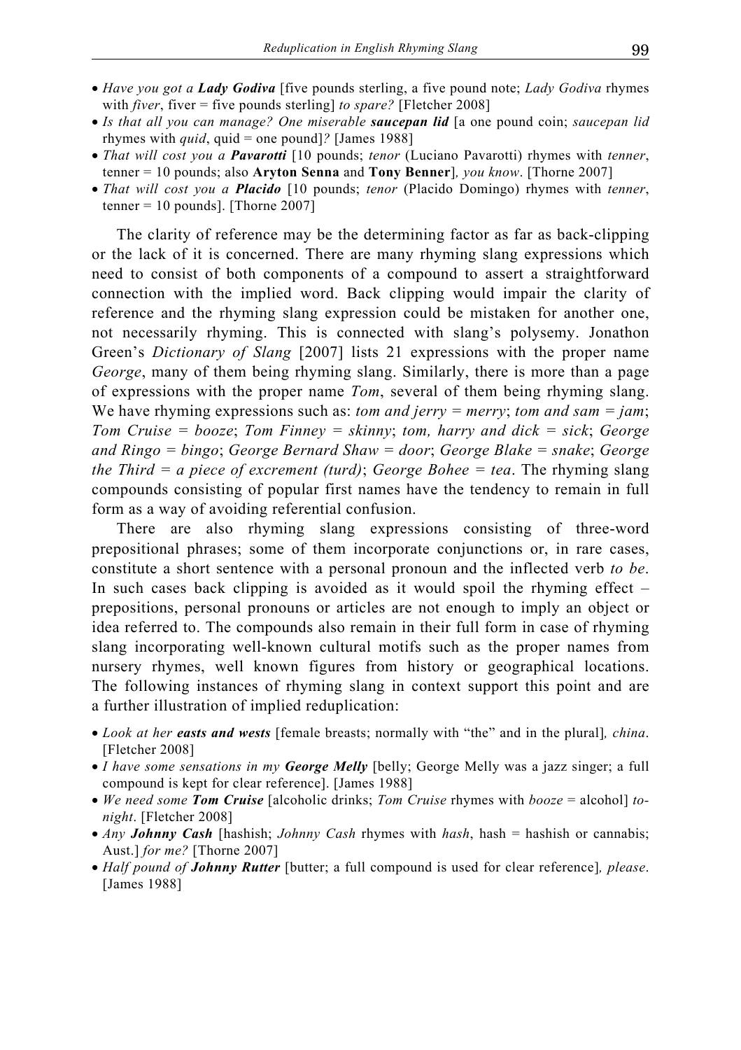- *Have you got a **Lady Godiva*** [five pounds sterling, a five pound note; *Lady Godiva* rhymes with *fiver*, fiver = five pounds sterling] *to spare?* [Fletcher 2008]
- *Is that all you can manage? One miserable **saucepan lid*** [a one pound coin; *saucepan lid* rhymes with *quid*, quid = one pound]*?* [James 1988]
- *That will cost you a **Pavarotti*** [10 pounds; *tenor* (Luciano Pavarotti) rhymes with *tenner*, tenner = 10 pounds; also **Aryton Senna** and **Tony Benner**]*, you know*. [Thorne 2007]
- *That will cost you a **Placido*** [10 pounds; *tenor* (Placido Domingo) rhymes with *tenner*, tenner = 10 pounds]. [Thorne 2007]

The clarity of reference may be the determining factor as far as back-clipping or the lack of it is concerned. There are many rhyming slang expressions which need to consist of both components of a compound to assert a straightforward connection with the implied word. Back clipping would impair the clarity of reference and the rhyming slang expression could be mistaken for another one, not necessarily rhyming. This is connected with slang's polysemy. Jonathon Green's *Dictionary of Slang* [2007] lists 21 expressions with the proper name *George*, many of them being rhyming slang. Similarly, there is more than a page of expressions with the proper name *Tom*, several of them being rhyming slang. We have rhyming expressions such as: *tom and jerry = merry*; *tom and sam = jam*; *Tom Cruise = booze*; *Tom Finney = skinny*; *tom, harry and dick = sick*; *George and Ringo = bingo*; *George Bernard Shaw = door*; *George Blake = snake*; *George the Third = a piece of excrement (turd)*; *George Bohee = tea*. The rhyming slang compounds consisting of popular first names have the tendency to remain in full form as a way of avoiding referential confusion.

There are also rhyming slang expressions consisting of three-word prepositional phrases; some of them incorporate conjunctions or, in rare cases, constitute a short sentence with a personal pronoun and the inflected verb *to be*. In such cases back clipping is avoided as it would spoil the rhyming effect – prepositions, personal pronouns or articles are not enough to imply an object or idea referred to. The compounds also remain in their full form in case of rhyming slang incorporating well-known cultural motifs such as the proper names from nursery rhymes, well known figures from history or geographical locations. The following instances of rhyming slang in context support this point and are a further illustration of implied reduplication:

- *Look at her **easts and wests*** [female breasts; normally with "the" and in the plural]*, china*. [Fletcher 2008]
- *I have some sensations in my **George Melly*** [belly; George Melly was a jazz singer; a full compound is kept for clear reference]. [James 1988]
- *We need some **Tom Cruise*** [alcoholic drinks; *Tom Cruise* rhymes with *booze* = alcohol] *to-night*. [Fletcher 2008]
- *Any **Johnny Cash*** [hashish; *Johnny Cash* rhymes with *hash*, hash = hashish or cannabis; Aust.] *for me?* [Thorne 2007]
- *Half pound of **Johnny Rutter*** [butter; a full compound is used for clear reference]*, please*. [James 1988]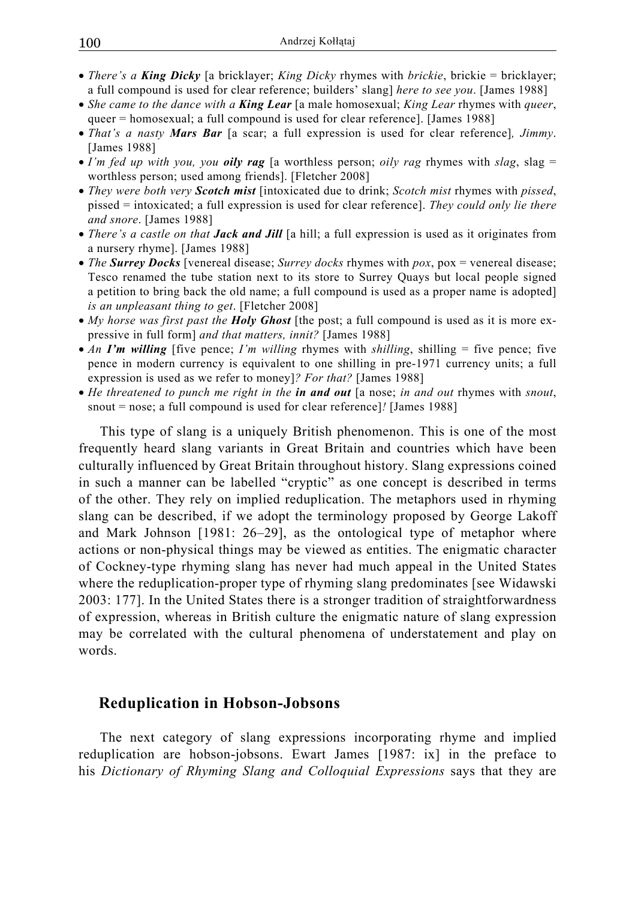- *There's a **King Dicky*** [a bricklayer; *King Dicky* rhymes with *brickie*, brickie = bricklayer; a full compound is used for clear reference; builders' slang] *here to see you*. [James 1988]
- *She came to the dance with a **King Lear*** [a male homosexual; *King Lear* rhymes with *queer*, queer = homosexual; a full compound is used for clear reference]. [James 1988]
- *That's a nasty **Mars Bar*** [a scar; a full expression is used for clear reference]*, Jimmy*. [James 1988]
- *I'm fed up with you, you **oily rag*** [a worthless person; *oily rag* rhymes with *slag*, slag = worthless person; used among friends]. [Fletcher 2008]
- *They were both very **Scotch mist*** [intoxicated due to drink; *Scotch mist* rhymes with *pissed*, pissed = intoxicated; a full expression is used for clear reference]. *They could only lie there and snore*. [James 1988]
- *There's a castle on that **Jack and Jill*** [a hill; a full expression is used as it originates from a nursery rhyme]. [James 1988]
- *The **Surrey Docks*** [venereal disease; *Surrey docks* rhymes with *pox*, pox = venereal disease; Tesco renamed the tube station next to its store to Surrey Quays but local people signed a petition to bring back the old name; a full compound is used as a proper name is adopted] *is an unpleasant thing to get*. [Fletcher 2008]
- *My horse was first past the **Holy Ghost*** [the post; a full compound is used as it is more expressive in full form] *and that matters, innit?* [James 1988]
- *An **I'm willing*** [five pence; *I'm willing* rhymes with *shilling*, shilling = five pence; five pence in modern currency is equivalent to one shilling in pre-1971 currency units; a full expression is used as we refer to money]*? For that?* [James 1988]
- *He threatened to punch me right in the **in and out*** [a nose; *in and out* rhymes with *snout*, snout = nose; a full compound is used for clear reference]*!* [James 1988]

This type of slang is a uniquely British phenomenon. This is one of the most frequently heard slang variants in Great Britain and countries which have been culturally influenced by Great Britain throughout history. Slang expressions coined in such a manner can be labelled "cryptic" as one concept is described in terms of the other. They rely on implied reduplication. The metaphors used in rhyming slang can be described, if we adopt the terminology proposed by George Lakoff and Mark Johnson [1981: 26–29], as the ontological type of metaphor where actions or non-physical things may be viewed as entities. The enigmatic character of Cockney-type rhyming slang has never had much appeal in the United States where the reduplication-proper type of rhyming slang predominates [see Widawski 2003: 177]. In the United States there is a stronger tradition of straightforwardness of expression, whereas in British culture the enigmatic nature of slang expression may be correlated with the cultural phenomena of understatement and play on words.

## Reduplication in Hobson-Jobsons

The next category of slang expressions incorporating rhyme and implied reduplication are hobson-jobsons. Ewart James [1987: ix] in the preface to his *Dictionary of Rhyming Slang and Colloquial Expressions* says that they are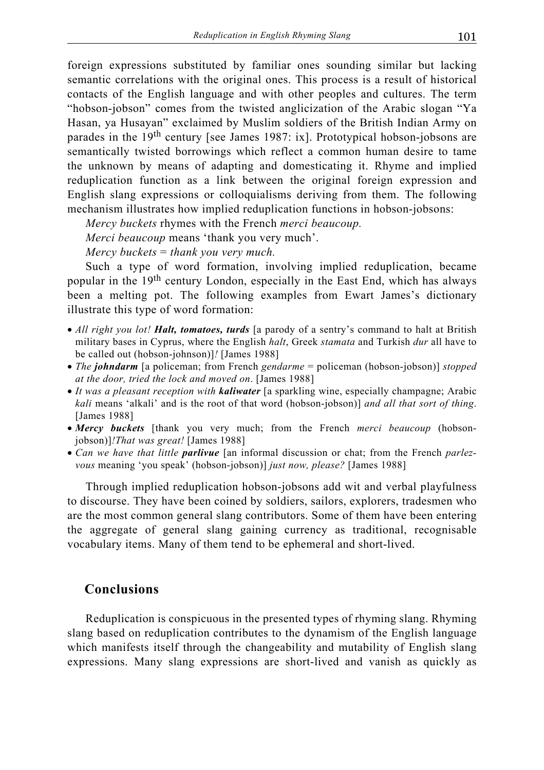foreign expressions substituted by familiar ones sounding similar but lacking semantic correlations with the original ones. This process is a result of historical contacts of the English language and with other peoples and cultures. The term "hobson-jobson" comes from the twisted anglicization of the Arabic slogan "Ya Hasan, ya Husayan" exclaimed by Muslim soldiers of the British Indian Army on parades in the 19th century [see James 1987: ix]. Prototypical hobson-jobsons are semantically twisted borrowings which reflect a common human desire to tame the unknown by means of adapting and domesticating it. Rhyme and implied reduplication function as a link between the original foreign expression and English slang expressions or colloquialisms deriving from them. The following mechanism illustrates how implied reduplication functions in hobson-jobsons:

*Mercy buckets* rhymes with the French *merci beaucoup.*

*Merci beaucoup* means 'thank you very much'.

*Mercy buckets* = *thank you very much.*

Such a type of word formation, involving implied reduplication, became popular in the 19th century London, especially in the East End, which has always been a melting pot. The following examples from Ewart James's dictionary illustrate this type of word formation:

- *All right you lot!* ***Halt, tomatoes, turds*** [a parody of a sentry's command to halt at British military bases in Cyprus, where the English *halt*, Greek *stamata* and Turkish *dur* all have to be called out (hobson-johnson)]*!* [James 1988]
- *The* ***johndarm*** [a policeman; from French *gendarme* = policeman (hobson-jobson)] *stopped at the door, tried the lock and moved on*. [James 1988]
- *It was a pleasant reception with* ***kaliwater*** [a sparkling wine, especially champagne; Arabic *kali* means 'alkali' and is the root of that word (hobson-jobson)] *and all that sort of thing*. [James 1988]
- ***Mercy buckets*** [thank you very much; from the French *merci beaucoup* (hobson-jobson)]*!That was great!* [James 1988]
- *Can we have that little* ***parlivue*** [an informal discussion or chat; from the French *parlez-vous* meaning 'you speak' (hobson-jobson)] *just now, please?* [James 1988]

Through implied reduplication hobson-jobsons add wit and verbal playfulness to discourse. They have been coined by soldiers, sailors, explorers, tradesmen who are the most common general slang contributors. Some of them have been entering the aggregate of general slang gaining currency as traditional, recognisable vocabulary items. Many of them tend to be ephemeral and short-lived.

## Conclusions

Reduplication is conspicuous in the presented types of rhyming slang. Rhyming slang based on reduplication contributes to the dynamism of the English language which manifests itself through the changeability and mutability of English slang expressions. Many slang expressions are short-lived and vanish as quickly as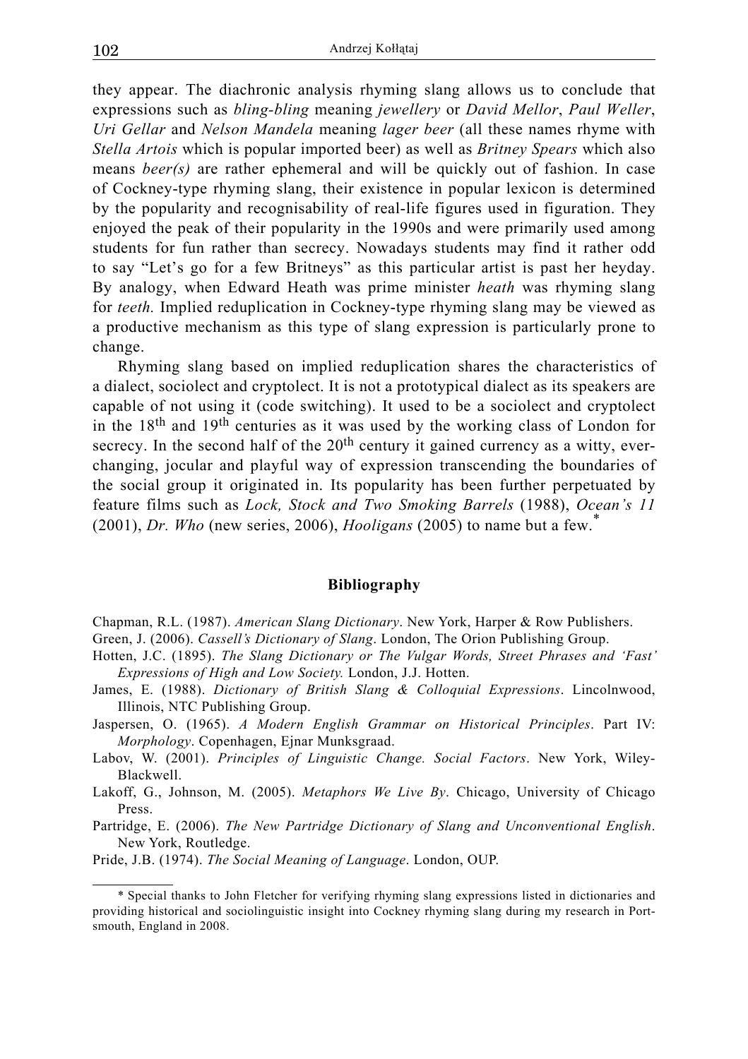they appear. The diachronic analysis rhyming slang allows us to conclude that expressions such as *bling-bling* meaning *jewellery* or *David Mellor*, *Paul Weller*, *Uri Gellar* and *Nelson Mandela* meaning *lager beer* (all these names rhyme with *Stella Artois* which is popular imported beer) as well as *Britney Spears* which also means *beer(s)* are rather ephemeral and will be quickly out of fashion. In case of Cockney-type rhyming slang, their existence in popular lexicon is determined by the popularity and recognisability of real-life figures used in figuration. They enjoyed the peak of their popularity in the 1990s and were primarily used among students for fun rather than secrecy. Nowadays students may find it rather odd to say "Let's go for a few Britneys" as this particular artist is past her heyday. By analogy, when Edward Heath was prime minister *heath* was rhyming slang for *teeth.* Implied reduplication in Cockney-type rhyming slang may be viewed as a productive mechanism as this type of slang expression is particularly prone to change.

Rhyming slang based on implied reduplication shares the characteristics of a dialect, sociolect and cryptolect. It is not a prototypical dialect as its speakers are capable of not using it (code switching). It used to be a sociolect and cryptolect in the 18th and 19th centuries as it was used by the working class of London for secrecy. In the second half of the 20th century it gained currency as a witty, ever-changing, jocular and playful way of expression transcending the boundaries of the social group it originated in. Its popularity has been further perpetuated by feature films such as *Lock, Stock and Two Smoking Barrels* (1988), *Ocean's 11* (2001), *Dr. Who* (new series, 2006), *Hooligans* (2005) to name but a few.*

## Bibliography

Chapman, R.L. (1987). *American Slang Dictionary*. New York, Harper & Row Publishers.

Green, J. (2006). *Cassell's Dictionary of Slang*. London, The Orion Publishing Group.

Hotten, J.C. (1895). *The Slang Dictionary or The Vulgar Words, Street Phrases and 'Fast' Expressions of High and Low Society.* London, J.J. Hotten.

James, E. (1988). *Dictionary of British Slang & Colloquial Expressions*. Lincolnwood, Illinois, NTC Publishing Group.

Jaspersen, O. (1965). *A Modern English Grammar on Historical Principles*. Part IV: *Morphology*. Copenhagen, Ejnar Munksgraad.

Labov, W. (2001). *Principles of Linguistic Change. Social Factors*. New York, Wiley-Blackwell.

Lakoff, G., Johnson, M. (2005). *Metaphors We Live By*. Chicago, University of Chicago Press.

Partridge, E. (2006). *The New Partridge Dictionary of Slang and Unconventional English*. New York, Routledge.

Pride, J.B. (1974). *The Social Meaning of Language*. London, OUP.

---

* Special thanks to John Fletcher for verifying rhyming slang expressions listed in dictionaries and providing historical and sociolinguistic insight into Cockney rhyming slang during my research in Portsmouth, England in 2008.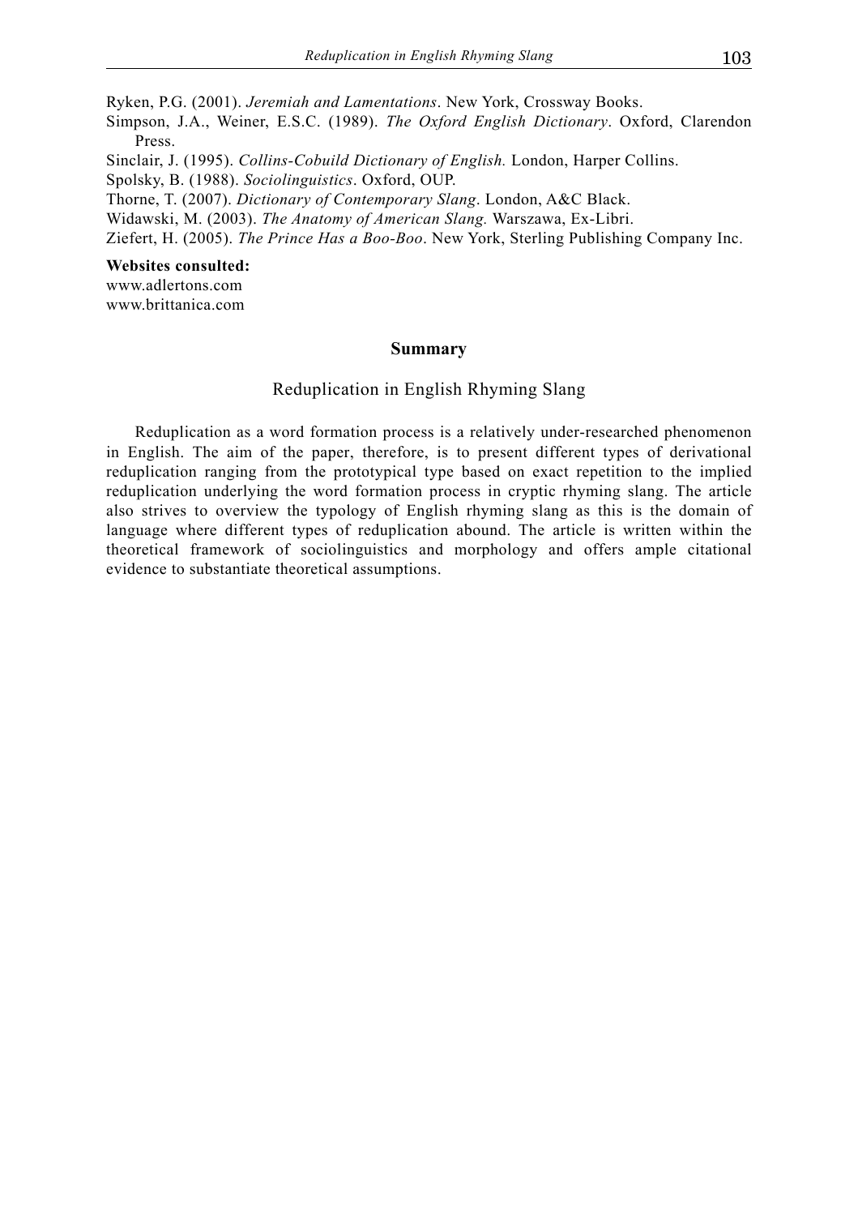Ryken, P.G. (2001). *Jeremiah and Lamentations*. New York, Crossway Books.

Simpson, J.A., Weiner, E.S.C. (1989). *The Oxford English Dictionary*. Oxford, Clarendon Press.

Sinclair, J. (1995). *Collins-Cobuild Dictionary of English.* London, Harper Collins.

Spolsky, B. (1988). *Sociolinguistics*. Oxford, OUP.

Thorne, T. (2007). *Dictionary of Contemporary Slang*. London, A&C Black.

Widawski, M. (2003). *The Anatomy of American Slang.* Warszawa, Ex-Libri.

Ziefert, H. (2005). *The Prince Has a Boo-Boo*. New York, Sterling Publishing Company Inc.

**Websites consulted:**

www.adlertons.com

www.brittanica.com

## Summary

### Reduplication in English Rhyming Slang

Reduplication as a word formation process is a relatively under-researched phenomenon in English. The aim of the paper, therefore, is to present different types of derivational reduplication ranging from the prototypical type based on exact repetition to the implied reduplication underlying the word formation process in cryptic rhyming slang. The article also strives to overview the typology of English rhyming slang as this is the domain of language where different types of reduplication abound. The article is written within the theoretical framework of sociolinguistics and morphology and offers ample citational evidence to substantiate theoretical assumptions.